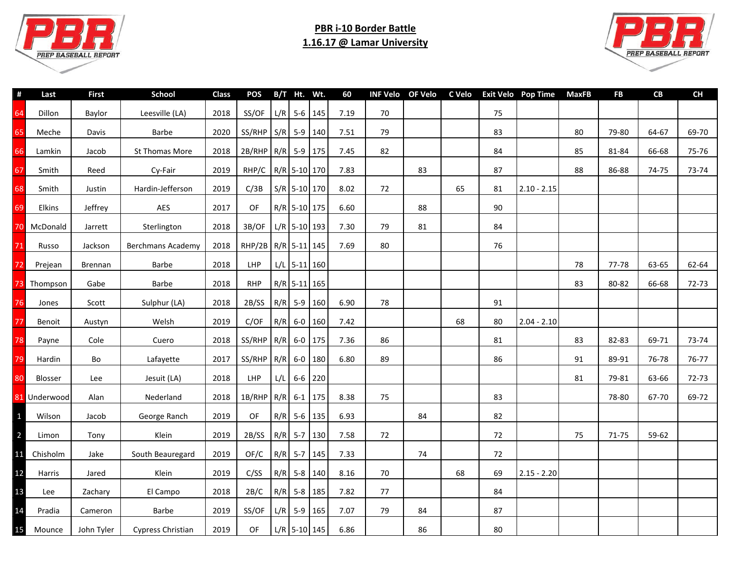## PBR i-10 Border Battle

## 1.16.17 @ Lamar University

| # | Last | First | School | Class | POS | B/T | Ht. | Wt. | 60 | INF Velo | OF Velo | C Velo | Exit Velo | Pop Time | MaxFB | FB | CB | CH |
|---|---|---|---|---|---|---|---|---|---|---|---|---|---|---|---|---|---|---|
| 64 | Dillon | Baylor | Leesville (LA) | 2018 | SS/OF | L/R | 5-6 | 145 | 7.19 | 70 | | | 75 | | | | | |
| 65 | Meche | Davis | Barbe | 2020 | SS/RHP | S/R | 5-9 | 140 | 7.51 | 79 | | | 83 | | 80 | 79-80 | 64-67 | 69-70 |
| 66 | Lamkin | Jacob | St Thomas More | 2018 | 2B/RHP | R/R | 5-9 | 175 | 7.45 | 82 | | | 84 | | 85 | 81-84 | 66-68 | 75-76 |
| 67 | Smith | Reed | Cy-Fair | 2019 | RHP/C | R/R | 5-10 | 170 | 7.83 | | 83 | | 87 | | 88 | 86-88 | 74-75 | 73-74 |
| 68 | Smith | Justin | Hardin-Jefferson | 2019 | C/3B | S/R | 5-10 | 170 | 8.02 | 72 | | 65 | 81 | 2.10 - 2.15 | | | | |
| 69 | Elkins | Jeffrey | AES | 2017 | OF | R/R | 5-10 | 175 | 6.60 | | 88 | | 90 | | | | | |
| 70 | McDonald | Jarrett | Sterlington | 2018 | 3B/OF | L/R | 5-10 | 193 | 7.30 | 79 | 81 | | 84 | | | | | |
| 71 | Russo | Jackson | Berchmans Academy | 2018 | RHP/2B | R/R | 5-11 | 145 | 7.69 | 80 | | | 76 | | | | | |
| 72 | Prejean | Brennan | Barbe | 2018 | LHP | L/L | 5-11 | 160 | | | | | | | 78 | 77-78 | 63-65 | 62-64 |
| 73 | Thompson | Gabe | Barbe | 2018 | RHP | R/R | 5-11 | 165 | | | | | | | 83 | 80-82 | 66-68 | 72-73 |
| 76 | Jones | Scott | Sulphur (LA) | 2018 | 2B/SS | R/R | 5-9 | 160 | 6.90 | 78 | | | 91 | | | | | |
| 77 | Benoit | Austyn | Welsh | 2019 | C/OF | R/R | 6-0 | 160 | 7.42 | | | 68 | 80 | 2.04 - 2.10 | | | | |
| 78 | Payne | Cole | Cuero | 2018 | SS/RHP | R/R | 6-0 | 175 | 7.36 | 86 | | | 81 | | 83 | 82-83 | 69-71 | 73-74 |
| 79 | Hardin | Bo | Lafayette | 2017 | SS/RHP | R/R | 6-0 | 180 | 6.80 | 89 | | | 86 | | 91 | 89-91 | 76-78 | 76-77 |
| 80 | Blosser | Lee | Jesuit (LA) | 2018 | LHP | L/L | 6-6 | 220 | | | | | | | 81 | 79-81 | 63-66 | 72-73 |
| 81 | Underwood | Alan | Nederland | 2018 | 1B/RHP | R/R | 6-1 | 175 | 8.38 | 75 | | | 83 | | | 78-80 | 67-70 | 69-72 |
| 1 | Wilson | Jacob | George Ranch | 2019 | OF | R/R | 5-6 | 135 | 6.93 | | 84 | | 82 | | | | | |
| 2 | Limon | Tony | Klein | 2019 | 2B/SS | R/R | 5-7 | 130 | 7.58 | 72 | | | 72 | | 75 | 71-75 | 59-62 | |
| 11 | Chisholm | Jake | South Beauregard | 2019 | OF/C | R/R | 5-7 | 145 | 7.33 | | 74 | | 72 | | | | | |
| 12 | Harris | Jared | Klein | 2019 | C/SS | R/R | 5-8 | 140 | 8.16 | 70 | | 68 | 69 | 2.15 - 2.20 | | | | |
| 13 | Lee | Zachary | El Campo | 2018 | 2B/C | R/R | 5-8 | 185 | 7.82 | 77 | | | 84 | | | | | |
| 14 | Pradia | Cameron | Barbe | 2019 | SS/OF | L/R | 5-9 | 165 | 7.07 | 79 | 84 | | 87 | | | | | |
| 15 | Mounce | John Tyler | Cypress Christian | 2019 | OF | L/R | 5-10 | 145 | 6.86 | | 86 | | 80 | | | | | |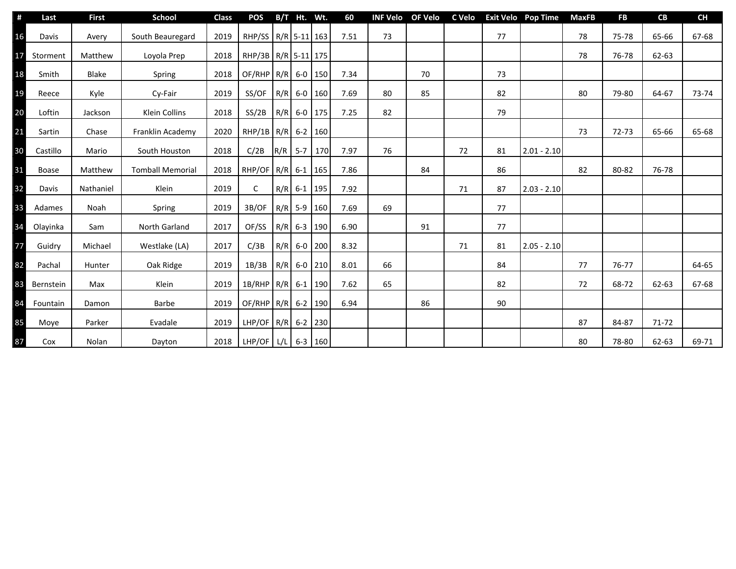| # | Last | First | School | Class | POS | B/T | Ht. | Wt. | 60 | INF Velo | OF Velo | C Velo | Exit Velo | Pop Time | MaxFB | FB | CB | CH |
|---|---|---|---|---|---|---|---|---|---|---|---|---|---|---|---|---|---|---|
| 16 | Davis | Avery | South Beauregard | 2019 | RHP/SS | R/R | 5-11 | 163 | 7.51 | 73 | | | 77 | | 78 | 75-78 | 65-66 | 67-68 |
| 17 | Storment | Matthew | Loyola Prep | 2018 | RHP/3B | R/R | 5-11 | 175 | | | | | | | 78 | 76-78 | 62-63 | |
| 18 | Smith | Blake | Spring | 2018 | OF/RHP | R/R | 6-0 | 150 | 7.34 | | 70 | | 73 | | | | | |
| 19 | Reece | Kyle | Cy-Fair | 2019 | SS/OF | R/R | 6-0 | 160 | 7.69 | 80 | 85 | | 82 | | 80 | 79-80 | 64-67 | 73-74 |
| 20 | Loftin | Jackson | Klein Collins | 2018 | SS/2B | R/R | 6-0 | 175 | 7.25 | 82 | | | 79 | | | | | |
| 21 | Sartin | Chase | Franklin Academy | 2020 | RHP/1B | R/R | 6-2 | 160 | | | | | | | 73 | 72-73 | 65-66 | 65-68 |
| 30 | Castillo | Mario | South Houston | 2018 | C/2B | R/R | 5-7 | 170 | 7.97 | 76 | | 72 | 81 | 2.01 - 2.10 | | | | |
| 31 | Boase | Matthew | Tomball Memorial | 2018 | RHP/OF | R/R | 6-1 | 165 | 7.86 | | 84 | | 86 | | 82 | 80-82 | 76-78 | |
| 32 | Davis | Nathaniel | Klein | 2019 | C | R/R | 6-1 | 195 | 7.92 | | | 71 | 87 | 2.03 - 2.10 | | | | |
| 33 | Adames | Noah | Spring | 2019 | 3B/OF | R/R | 5-9 | 160 | 7.69 | 69 | | | 77 | | | | | |
| 34 | Olayinka | Sam | North Garland | 2017 | OF/SS | R/R | 6-3 | 190 | 6.90 | | 91 | | 77 | | | | | |
| 77 | Guidry | Michael | Westlake (LA) | 2017 | C/3B | R/R | 6-0 | 200 | 8.32 | | | 71 | 81 | 2.05 - 2.10 | | | | |
| 82 | Pachal | Hunter | Oak Ridge | 2019 | 1B/3B | R/R | 6-0 | 210 | 8.01 | 66 | | | 84 | | 77 | 76-77 | | 64-65 |
| 83 | Bernstein | Max | Klein | 2019 | 1B/RHP | R/R | 6-1 | 190 | 7.62 | 65 | | | 82 | | 72 | 68-72 | 62-63 | 67-68 |
| 84 | Fountain | Damon | Barbe | 2019 | OF/RHP | R/R | 6-2 | 190 | 6.94 | | 86 | | 90 | | | | | |
| 85 | Moye | Parker | Evadale | 2019 | LHP/OF | R/R | 6-2 | 230 | | | | | | | 87 | 84-87 | 71-72 | |
| 87 | Cox | Nolan | Dayton | 2018 | LHP/OF | L/L | 6-3 | 160 | | | | | | | 80 | 78-80 | 62-63 | 69-71 |